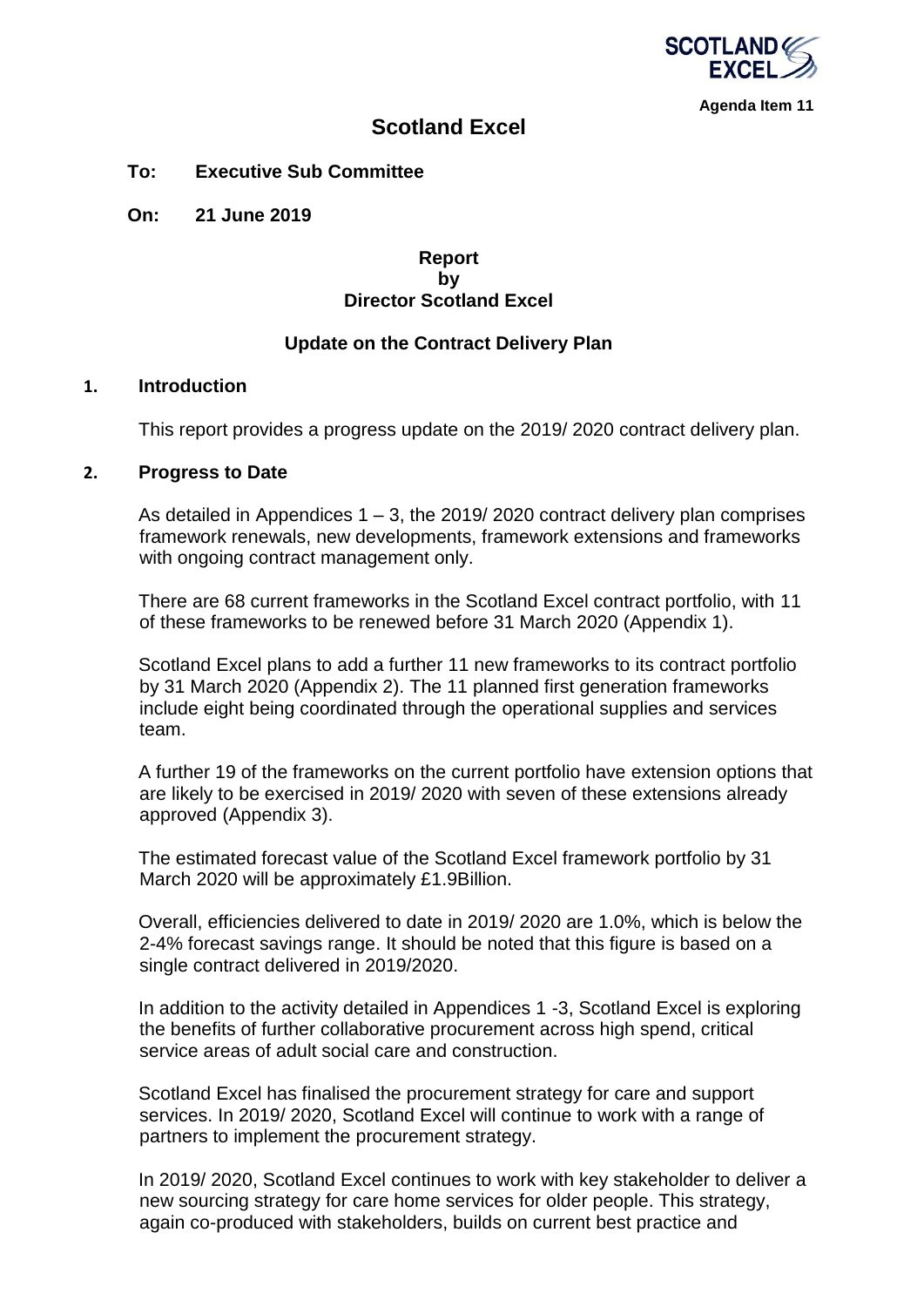Agenda Item 11

# Scotland Excel

**To: Executive Sub Committee**

**On: 21 June 2019**

**Report**
**by**
**Director Scotland Excel**

**Update on the Contract Delivery Plan**

## 1. Introduction

This report provides a progress update on the 2019/ 2020 contract delivery plan.

## 2. Progress to Date

As detailed in Appendices 1 – 3, the 2019/ 2020 contract delivery plan comprises framework renewals, new developments, framework extensions and frameworks with ongoing contract management only.

There are 68 current frameworks in the Scotland Excel contract portfolio, with 11 of these frameworks to be renewed before 31 March 2020 (Appendix 1).

Scotland Excel plans to add a further 11 new frameworks to its contract portfolio by 31 March 2020 (Appendix 2). The 11 planned first generation frameworks include eight being coordinated through the operational supplies and services team.

A further 19 of the frameworks on the current portfolio have extension options that are likely to be exercised in 2019/ 2020 with seven of these extensions already approved (Appendix 3).

The estimated forecast value of the Scotland Excel framework portfolio by 31 March 2020 will be approximately £1.9Billion.

Overall, efficiencies delivered to date in 2019/ 2020 are 1.0%, which is below the 2-4% forecast savings range. It should be noted that this figure is based on a single contract delivered in 2019/2020.

In addition to the activity detailed in Appendices 1 -3, Scotland Excel is exploring the benefits of further collaborative procurement across high spend, critical service areas of adult social care and construction.

Scotland Excel has finalised the procurement strategy for care and support services. In 2019/ 2020, Scotland Excel will continue to work with a range of partners to implement the procurement strategy.

In 2019/ 2020, Scotland Excel continues to work with key stakeholder to deliver a new sourcing strategy for care home services for older people. This strategy, again co-produced with stakeholders, builds on current best practice and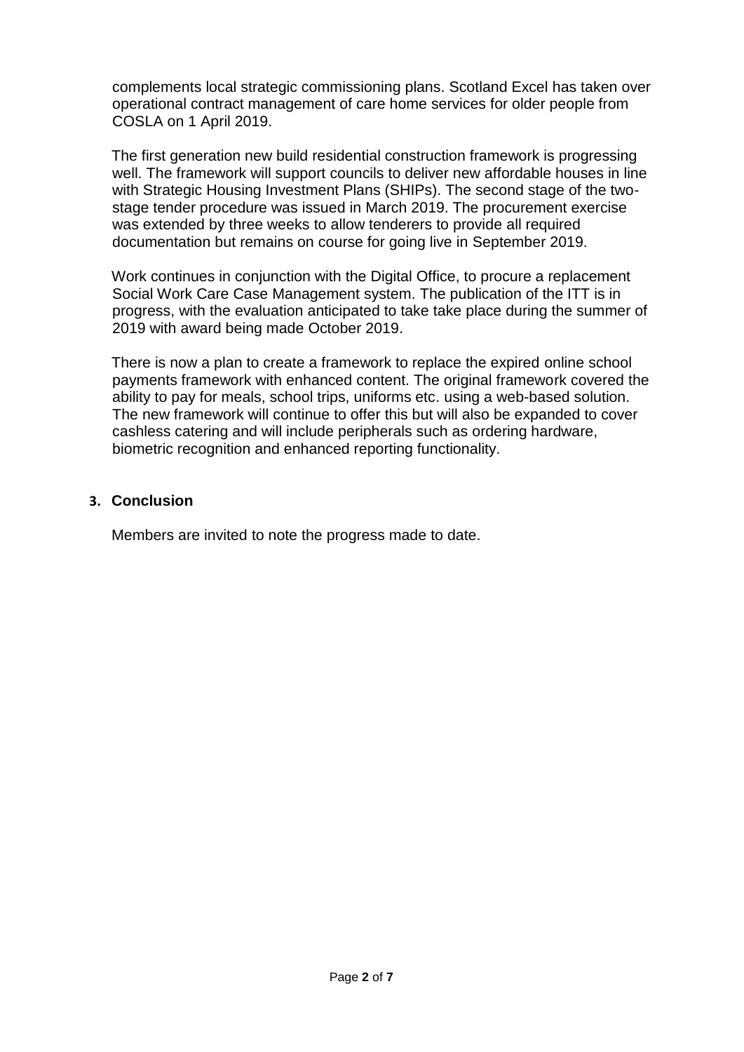complements local strategic commissioning plans. Scotland Excel has taken over operational contract management of care home services for older people from COSLA on 1 April 2019.

The first generation new build residential construction framework is progressing well. The framework will support councils to deliver new affordable houses in line with Strategic Housing Investment Plans (SHIPs). The second stage of the two-stage tender procedure was issued in March 2019. The procurement exercise was extended by three weeks to allow tenderers to provide all required documentation but remains on course for going live in September 2019.

Work continues in conjunction with the Digital Office, to procure a replacement Social Work Care Case Management system. The publication of the ITT is in progress, with the evaluation anticipated to take take place during the summer of 2019 with award being made October 2019.

There is now a plan to create a framework to replace the expired online school payments framework with enhanced content. The original framework covered the ability to pay for meals, school trips, uniforms etc. using a web-based solution. The new framework will continue to offer this but will also be expanded to cover cashless catering and will include peripherals such as ordering hardware, biometric recognition and enhanced reporting functionality.

## 3. Conclusion

Members are invited to note the progress made to date.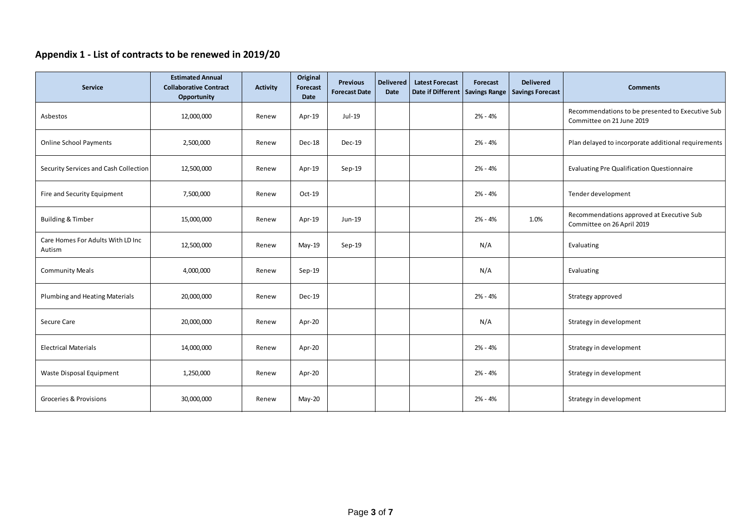## Appendix 1 - List of contracts to be renewed in 2019/20

| Service | Estimated Annual Collaborative Contract Opportunity | Activity | Original Forecast Date | Previous Forecast Date | Delivered Date | Latest Forecast Date if Different | Forecast Savings Range | Delivered Savings Forecast | Comments |
|---|---|---|---|---|---|---|---|---|---|
| Asbestos | 12,000,000 | Renew | Apr-19 | Jul-19 | | | 2% - 4% | | Recommendations to be presented to Executive Sub Committee on 21 June 2019 |
| Online School Payments | 2,500,000 | Renew | Dec-18 | Dec-19 | | | 2% - 4% | | Plan delayed to incorporate additional requirements |
| Security Services and Cash Collection | 12,500,000 | Renew | Apr-19 | Sep-19 | | | 2% - 4% | | Evaluating Pre Qualification Questionnaire |
| Fire and Security Equipment | 7,500,000 | Renew | Oct-19 | | | | 2% - 4% | | Tender development |
| Building & Timber | 15,000,000 | Renew | Apr-19 | Jun-19 | | | 2% - 4% | 1.0% | Recommendations approved at Executive Sub Committee on 26 April 2019 |
| Care Homes For Adults With LD Inc Autism | 12,500,000 | Renew | May-19 | Sep-19 | | | N/A | | Evaluating |
| Community Meals | 4,000,000 | Renew | Sep-19 | | | | N/A | | Evaluating |
| Plumbing and Heating Materials | 20,000,000 | Renew | Dec-19 | | | | 2% - 4% | | Strategy approved |
| Secure Care | 20,000,000 | Renew | Apr-20 | | | | N/A | | Strategy in development |
| Electrical Materials | 14,000,000 | Renew | Apr-20 | | | | 2% - 4% | | Strategy in development |
| Waste Disposal Equipment | 1,250,000 | Renew | Apr-20 | | | | 2% - 4% | | Strategy in development |
| Groceries & Provisions | 30,000,000 | Renew | May-20 | | | | 2% - 4% | | Strategy in development |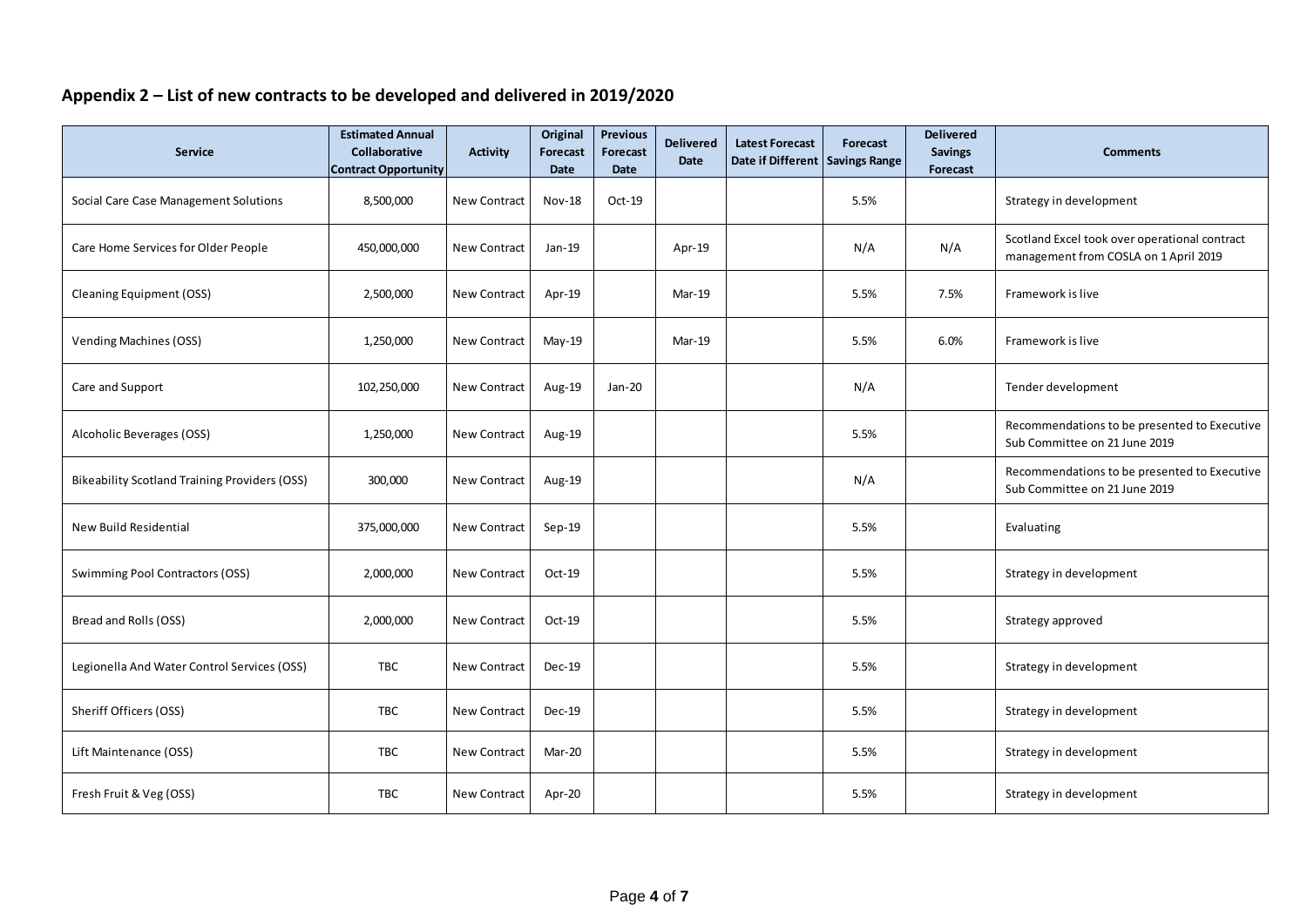## Appendix 2 – List of new contracts to be developed and delivered in 2019/2020

| Service | Estimated Annual Collaborative Contract Opportunity | Activity | Original Forecast Date | Previous Forecast Date | Delivered Date | Latest Forecast Date if Different | Forecast Savings Range | Delivered Savings Forecast | Comments |
|---|---|---|---|---|---|---|---|---|---|
| Social Care Case Management Solutions | 8,500,000 | New Contract | Nov-18 | Oct-19 | | | 5.5% | | Strategy in development |
| Care Home Services for Older People | 450,000,000 | New Contract | Jan-19 | | Apr-19 | | N/A | N/A | Scotland Excel took over operational contract management from COSLA on 1 April 2019 |
| Cleaning Equipment (OSS) | 2,500,000 | New Contract | Apr-19 | | Mar-19 | | 5.5% | 7.5% | Framework is live |
| Vending Machines (OSS) | 1,250,000 | New Contract | May-19 | | Mar-19 | | 5.5% | 6.0% | Framework is live |
| Care and Support | 102,250,000 | New Contract | Aug-19 | Jan-20 | | | N/A | | Tender development |
| Alcoholic Beverages (OSS) | 1,250,000 | New Contract | Aug-19 | | | | 5.5% | | Recommendations to be presented to Executive Sub Committee on 21 June 2019 |
| Bikeability Scotland Training Providers (OSS) | 300,000 | New Contract | Aug-19 | | | | N/A | | Recommendations to be presented to Executive Sub Committee on 21 June 2019 |
| New Build Residential | 375,000,000 | New Contract | Sep-19 | | | | 5.5% | | Evaluating |
| Swimming Pool Contractors (OSS) | 2,000,000 | New Contract | Oct-19 | | | | 5.5% | | Strategy in development |
| Bread and Rolls (OSS) | 2,000,000 | New Contract | Oct-19 | | | | 5.5% | | Strategy approved |
| Legionella And Water Control Services (OSS) | TBC | New Contract | Dec-19 | | | | 5.5% | | Strategy in development |
| Sheriff Officers (OSS) | TBC | New Contract | Dec-19 | | | | 5.5% | | Strategy in development |
| Lift Maintenance (OSS) | TBC | New Contract | Mar-20 | | | | 5.5% | | Strategy in development |
| Fresh Fruit & Veg (OSS) | TBC | New Contract | Apr-20 | | | | 5.5% | | Strategy in development |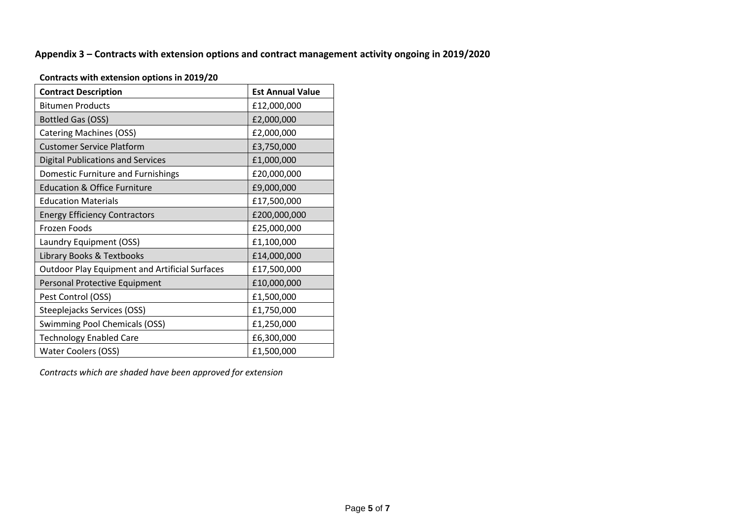## Appendix 3 – Contracts with extension options and contract management activity ongoing in 2019/2020

**Contracts with extension options in 2019/20**

| Contract Description | Est Annual Value |
| --- | --- |
| Bitumen Products | £12,000,000 |
| Bottled Gas (OSS) | £2,000,000 |
| Catering Machines (OSS) | £2,000,000 |
| Customer Service Platform | £3,750,000 |
| Digital Publications and Services | £1,000,000 |
| Domestic Furniture and Furnishings | £20,000,000 |
| Education & Office Furniture | £9,000,000 |
| Education Materials | £17,500,000 |
| Energy Efficiency Contractors | £200,000,000 |
| Frozen Foods | £25,000,000 |
| Laundry Equipment (OSS) | £1,100,000 |
| Library Books & Textbooks | £14,000,000 |
| Outdoor Play Equipment and Artificial Surfaces | £17,500,000 |
| Personal Protective Equipment | £10,000,000 |
| Pest Control (OSS) | £1,500,000 |
| Steeplejacks Services (OSS) | £1,750,000 |
| Swimming Pool Chemicals (OSS) | £1,250,000 |
| Technology Enabled Care | £6,300,000 |
| Water Coolers (OSS) | £1,500,000 |

*Contracts which are shaded have been approved for extension*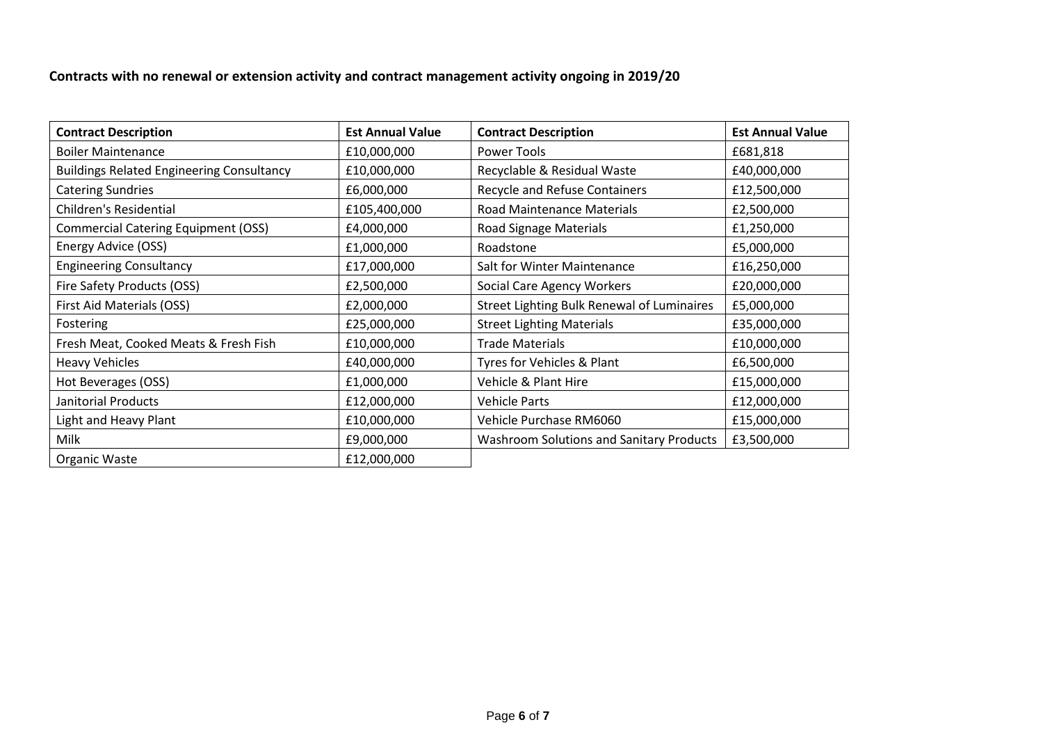**Contracts with no renewal or extension activity and contract management activity ongoing in 2019/20**

| Contract Description | Est Annual Value | Contract Description | Est Annual Value |
|---|---|---|---|
| Boiler Maintenance | £10,000,000 | Power Tools | £681,818 |
| Buildings Related Engineering Consultancy | £10,000,000 | Recyclable & Residual Waste | £40,000,000 |
| Catering Sundries | £6,000,000 | Recycle and Refuse Containers | £12,500,000 |
| Children's Residential | £105,400,000 | Road Maintenance Materials | £2,500,000 |
| Commercial Catering Equipment (OSS) | £4,000,000 | Road Signage Materials | £1,250,000 |
| Energy Advice (OSS) | £1,000,000 | Roadstone | £5,000,000 |
| Engineering Consultancy | £17,000,000 | Salt for Winter Maintenance | £16,250,000 |
| Fire Safety Products (OSS) | £2,500,000 | Social Care Agency Workers | £20,000,000 |
| First Aid Materials (OSS) | £2,000,000 | Street Lighting Bulk Renewal of Luminaires | £5,000,000 |
| Fostering | £25,000,000 | Street Lighting Materials | £35,000,000 |
| Fresh Meat, Cooked Meats & Fresh Fish | £10,000,000 | Trade Materials | £10,000,000 |
| Heavy Vehicles | £40,000,000 | Tyres for Vehicles & Plant | £6,500,000 |
| Hot Beverages (OSS) | £1,000,000 | Vehicle & Plant Hire | £15,000,000 |
| Janitorial Products | £12,000,000 | Vehicle Parts | £12,000,000 |
| Light and Heavy Plant | £10,000,000 | Vehicle Purchase RM6060 | £15,000,000 |
| Milk | £9,000,000 | Washroom Solutions and Sanitary Products | £3,500,000 |
| Organic Waste | £12,000,000 | | |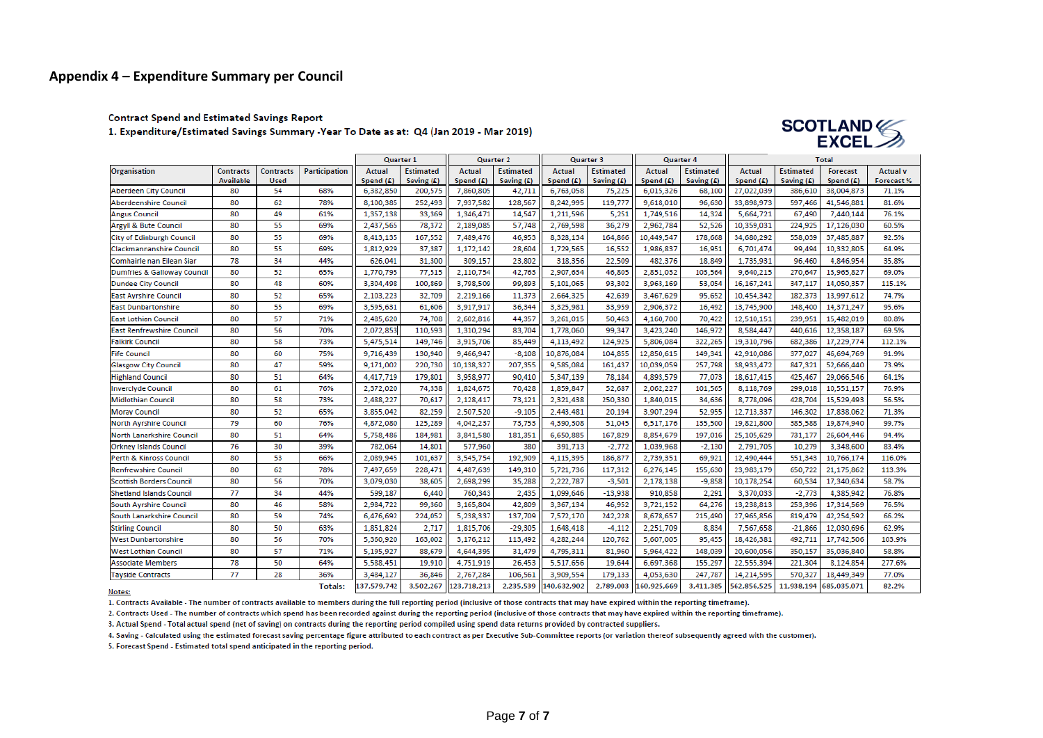## Appendix 4 – Expenditure Summary per Council

**Contract Spend and Estimated Savings Report**

**1. Expenditure/Estimated Savings Summary -Year To Date as at: Q4 (Jan 2019 - Mar 2019)**

SCOTLAND EXCEL

| Organisation | Contracts Available | Contracts Used | Participation | Quarter 1 | | Quarter 2 | | Quarter 3 | | Quarter 4 | | Total | | | |
|---|---|---|---|---|---|---|---|---|---|---|---|---|---|---|---|
| | | | | Actual Spend (£) | Estimated Saving (£) | Actual Spend (£) | Estimated Saving (£) | Actual Spend (£) | Estimated Saving (£) | Actual Spend (£) | Estimated Saving (£) | Actual Spend (£) | Estimated Saving (£) | Forecast Spend (£) | Actual v Forecast % |
| Aberdeen City Council | 80 | 54 | 68% | 6,382,850 | 200,575 | 7,860,805 | 42,711 | 6,763,058 | 75,225 | 6,015,326 | 68,100 | 27,022,039 | 386,610 | 38,004,873 | 71.1% |
| Aberdeenshire Council | 80 | 62 | 78% | 8,100,385 | 252,493 | 7,937,582 | 128,567 | 8,242,995 | 119,777 | 9,618,010 | 96,630 | 33,898,973 | 597,466 | 41,546,881 | 81.6% |
| Angus Council | 80 | 49 | 61% | 1,357,138 | 33,369 | 1,346,471 | 14,547 | 1,211,596 | 5,251 | 1,749,516 | 14,324 | 5,664,721 | 67,490 | 7,440,144 | 76.1% |
| Argyll & Bute Council | 80 | 55 | 69% | 2,437,565 | 78,372 | 2,189,085 | 57,748 | 2,769,598 | 36,279 | 2,962,784 | 52,526 | 10,359,031 | 224,925 | 17,126,030 | 60.5% |
| City of Edinburgh Council | 80 | 55 | 69% | 8,413,135 | 167,552 | 7,489,476 | 46,953 | 8,328,134 | 164,866 | 10,449,547 | 178,668 | 34,680,292 | 558,039 | 37,485,887 | 92.5% |
| Clackmannanshire Council | 80 | 55 | 69% | 1,812,929 | 37,387 | 1,172,142 | 28,604 | 1,729,565 | 16,552 | 1,986,837 | 16,951 | 6,701,474 | 99,494 | 10,332,805 | 64.9% |
| Comhairle nan Eilean Siar | 78 | 34 | 44% | 626,041 | 31,300 | 309,157 | 23,802 | 318,356 | 22,509 | 482,376 | 18,849 | 1,735,931 | 96,460 | 4,846,954 | 35.8% |
| Dumfries & Galloway Council | 80 | 52 | 65% | 1,770,795 | 77,515 | 2,110,754 | 42,763 | 2,907,634 | 46,805 | 2,851,032 | 103,564 | 9,640,215 | 270,647 | 13,965,827 | 69.0% |
| Dundee City Council | 80 | 48 | 60% | 3,304,498 | 100,869 | 3,798,509 | 99,893 | 5,101,065 | 93,302 | 3,963,169 | 53,054 | 16,167,241 | 347,117 | 14,050,357 | 115.1% |
| East Ayrshire Council | 80 | 52 | 65% | 2,103,223 | 32,709 | 2,219,166 | 11,373 | 2,664,325 | 42,639 | 3,467,629 | 95,652 | 10,454,342 | 182,373 | 13,997,612 | 74.7% |
| East Dunbartonshire | 80 | 55 | 69% | 3,595,631 | 61,606 | 3,917,917 | 36,344 | 3,325,981 | 33,959 | 2,906,372 | 16,492 | 13,745,900 | 148,400 | 14,371,247 | 95.6% |
| East Lothian Council | 80 | 57 | 71% | 2,485,620 | 74,708 | 2,602,816 | 44,357 | 3,261,015 | 50,463 | 4,160,700 | 70,422 | 12,510,151 | 239,951 | 15,482,019 | 80.8% |
| East Renfrewshire Council | 80 | 56 | 70% | 2,072,853 | 110,593 | 1,310,294 | 83,704 | 1,778,060 | 99,347 | 3,423,240 | 146,972 | 8,584,447 | 440,616 | 12,358,187 | 69.5% |
| Falkirk Council | 80 | 58 | 73% | 5,475,514 | 149,746 | 3,915,706 | 85,449 | 4,113,492 | 124,925 | 5,806,084 | 322,265 | 19,310,796 | 682,386 | 17,229,774 | 112.1% |
| Fife Council | 80 | 60 | 75% | 9,716,439 | 130,940 | 9,466,947 | -8,108 | 10,876,084 | 104,855 | 12,850,615 | 149,341 | 42,910,086 | 377,027 | 46,694,769 | 91.9% |
| Glasgow City Council | 80 | 47 | 59% | 9,171,002 | 220,730 | 10,138,327 | 207,355 | 9,585,084 | 161,437 | 10,039,059 | 257,798 | 38,933,472 | 847,321 | 52,666,440 | 73.9% |
| Highland Council | 80 | 51 | 64% | 4,417,719 | 179,801 | 3,958,977 | 90,410 | 5,347,139 | 78,184 | 4,893,579 | 77,073 | 18,617,415 | 425,467 | 29,066,546 | 64.1% |
| Inverclyde Council | 80 | 61 | 76% | 2,372,020 | 74,338 | 1,824,675 | 70,428 | 1,859,847 | 52,687 | 2,062,227 | 101,565 | 8,118,769 | 299,018 | 10,551,157 | 76.9% |
| Midlothian Council | 80 | 58 | 73% | 2,488,227 | 70,617 | 2,128,417 | 73,121 | 2,321,438 | 250,330 | 1,840,015 | 34,636 | 8,778,096 | 428,704 | 15,529,493 | 56.5% |
| Moray Council | 80 | 52 | 65% | 3,855,042 | 82,259 | 2,507,520 | -9,105 | 2,443,481 | 20,194 | 3,907,294 | 52,955 | 12,713,337 | 146,302 | 17,838,062 | 71.3% |
| North Ayrshire Council | 79 | 60 | 76% | 4,872,080 | 125,289 | 4,042,237 | 73,753 | 4,390,308 | 51,045 | 6,517,176 | 135,500 | 19,821,800 | 385,588 | 19,874,940 | 99.7% |
| North Lanarkshire Council | 80 | 51 | 64% | 5,758,486 | 184,981 | 3,841,580 | 181,351 | 6,650,885 | 167,829 | 8,854,679 | 197,016 | 25,105,629 | 731,177 | 26,604,446 | 94.4% |
| Orkney Islands Council | 76 | 30 | 39% | 782,064 | 14,801 | 577,960 | 380 | 391,713 | -2,772 | 1,039,968 | -2,130 | 2,791,705 | 10,279 | 3,348,600 | 83.4% |
| Perth & Kinross Council | 80 | 53 | 66% | 2,089,945 | 101,637 | 3,545,754 | 192,909 | 4,115,395 | 186,877 | 2,739,351 | 69,921 | 12,490,444 | 551,343 | 10,766,174 | 116.0% |
| Renfrewshire Council | 80 | 62 | 78% | 7,497,659 | 228,471 | 4,487,639 | 149,310 | 5,721,736 | 117,312 | 6,276,145 | 155,630 | 23,983,179 | 650,722 | 21,175,862 | 113.3% |
| Scottish Borders Council | 80 | 56 | 70% | 3,079,030 | 38,605 | 2,698,299 | 35,288 | 2,222,787 | -3,501 | 2,178,138 | -9,858 | 10,178,254 | 60,534 | 17,340,634 | 58.7% |
| Shetland Islands Council | 77 | 34 | 44% | 599,187 | 6,440 | 760,343 | 2,435 | 1,099,646 | -13,938 | 910,858 | 2,291 | 3,370,033 | -2,773 | 4,385,942 | 76.8% |
| South Ayrshire Council | 80 | 46 | 58% | 2,984,722 | 99,360 | 3,165,804 | 42,809 | 3,367,134 | 46,952 | 3,721,152 | 64,276 | 13,238,813 | 253,396 | 17,314,569 | 76.5% |
| South Lanarkshire Council | 80 | 59 | 74% | 6,476,692 | 224,052 | 5,238,337 | 137,709 | 7,572,170 | 242,228 | 8,678,657 | 215,490 | 27,965,856 | 819,479 | 42,254,592 | 66.2% |
| Stirling Council | 80 | 50 | 63% | 1,851,824 | 2,717 | 1,815,706 | -29,305 | 1,648,418 | -4,112 | 2,251,709 | 8,834 | 7,567,658 | -21,866 | 12,030,696 | 62.9% |
| West Dunbartonshire | 80 | 56 | 70% | 5,360,920 | 163,002 | 3,176,212 | 113,492 | 4,282,244 | 120,762 | 5,607,005 | 95,455 | 18,426,381 | 492,711 | 17,742,506 | 103.9% |
| West Lothian Council | 80 | 57 | 71% | 5,195,927 | 88,679 | 4,644,395 | 31,479 | 4,795,311 | 81,960 | 5,964,422 | 148,039 | 20,600,056 | 350,157 | 35,036,840 | 58.8% |
| Associate Members | 78 | 50 | 64% | 5,588,451 | 19,910 | 4,751,919 | 26,453 | 5,517,656 | 19,644 | 6,697,368 | 155,297 | 22,555,394 | 221,304 | 8,124,854 | 277.6% |
| Tayside Contracts | 77 | 28 | 36% | 3,484,127 | 36,846 | 2,767,284 | 106,561 | 3,909,554 | 179,133 | 4,053,630 | 247,787 | 14,214,595 | 570,327 | 18,449,349 | 77.0% |
| | | | Totals: | 137,579,742 | 3,502,267 | 123,718,213 | 2,235,539 | 140,632,902 | 2,789,003 | 160,925,669 | 3,411,385 | 562,856,525 | 11,938,194 | 685,035,071 | 82.2% |

**Notes:**

1. Contracts Available - The number of contracts available to members during the full reporting period (inclusive of those contracts that may have expired within the reporting timeframe).
2. Contracts Used - The number of contracts which spend has been recorded against during the reporting period (inclusive of those contracts that may have expired within the reporting timeframe).
3. Actual Spend - Total actual spend (net of saving) on contracts during the reporting period compiled using spend data returns provided by contracted suppliers.
4. Saving - Calculated using the estimated forecast saving percentage figure attributed to each contract as per Executive Sub-Committee reports (or variation thereof subsequently agreed with the customer).
5. Forecast Spend - Estimated total spend anticipated in the reporting period.